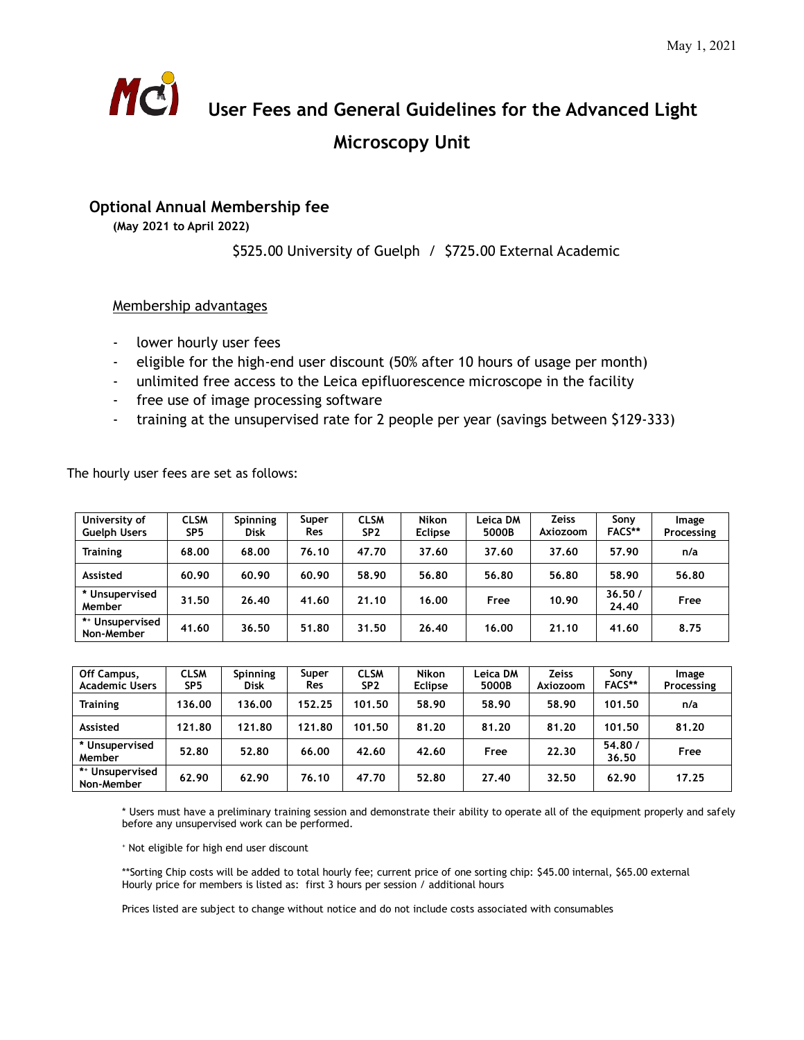May 1, 2021

# User Fees and General Guidelines for the Advanced Light Microscopy Unit

## Optional Annual Membership fee

**(May 2021 to April 2022)**

$525.00 University of Guelph / $725.00 External Academic

Membership advantages

- lower hourly user fees
- eligible for the high-end user discount (50% after 10 hours of usage per month)
- unlimited free access to the Leica epifluorescence microscope in the facility
- free use of image processing software
- training at the unsupervised rate for 2 people per year (savings between $129-333)

The hourly user fees are set as follows:

| University of Guelph Users | CLSM SP5 | Spinning Disk | Super Res | CLSM SP2 | Nikon Eclipse | Leica DM 5000B | Zeiss Axiozoom | Sony FACS** | Image Processing |
|---|---|---|---|---|---|---|---|---|---|
| Training | 68.00 | 68.00 | 76.10 | 47.70 | 37.60 | 37.60 | 37.60 | 57.90 | n/a |
| Assisted | 60.90 | 60.90 | 60.90 | 58.90 | 56.80 | 56.80 | 56.80 | 58.90 | 56.80 |
| * Unsupervised Member | 31.50 | 26.40 | 41.60 | 21.10 | 16.00 | Free | 10.90 | 36.50 / 24.40 | Free |
| *+ Unsupervised Non-Member | 41.60 | 36.50 | 51.80 | 31.50 | 26.40 | 16.00 | 21.10 | 41.60 | 8.75 |

| Off Campus, Academic Users | CLSM SP5 | Spinning Disk | Super Res | CLSM SP2 | Nikon Eclipse | Leica DM 5000B | Zeiss Axiozoom | Sony FACS** | Image Processing |
|---|---|---|---|---|---|---|---|---|---|
| Training | 136.00 | 136.00 | 152.25 | 101.50 | 58.90 | 58.90 | 58.90 | 101.50 | n/a |
| Assisted | 121.80 | 121.80 | 121.80 | 101.50 | 81.20 | 81.20 | 81.20 | 101.50 | 81.20 |
| * Unsupervised Member | 52.80 | 52.80 | 66.00 | 42.60 | 42.60 | Free | 22.30 | 54.80 / 36.50 | Free |
| *+ Unsupervised Non-Member | 62.90 | 62.90 | 76.10 | 47.70 | 52.80 | 27.40 | 32.50 | 62.90 | 17.25 |

* Users must have a preliminary training session and demonstrate their ability to operate all of the equipment properly and safely before any unsupervised work can be performed.

+ Not eligible for high end user discount

**Sorting Chip costs will be added to total hourly fee; current price of one sorting chip: $45.00 internal, $65.00 external
Hourly price for members is listed as: first 3 hours per session / additional hours

Prices listed are subject to change without notice and do not include costs associated with consumables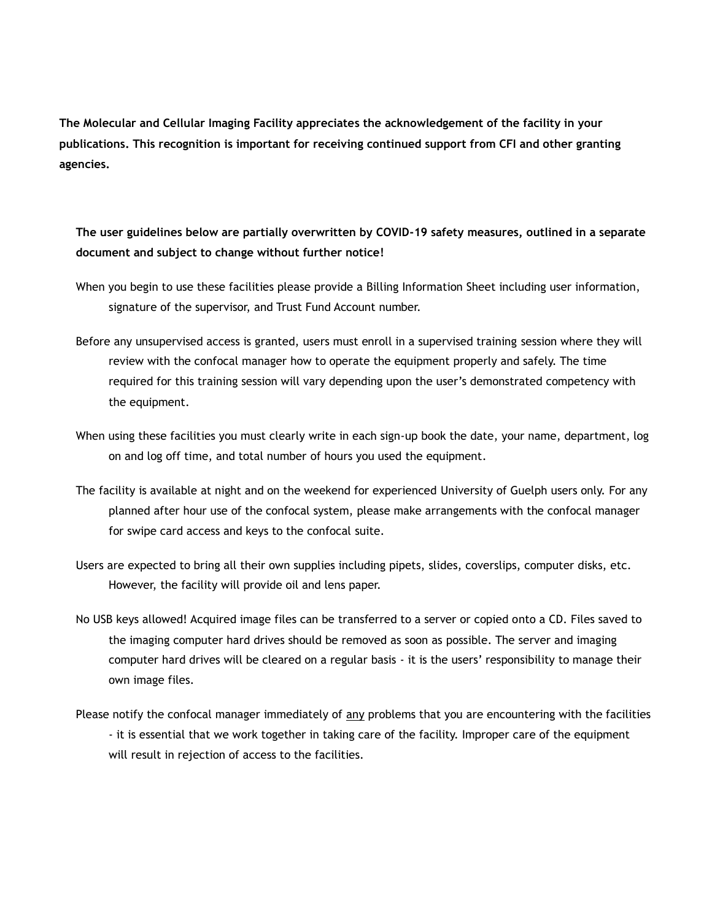**The Molecular and Cellular Imaging Facility appreciates the acknowledgement of the facility in your publications. This recognition is important for receiving continued support from CFI and other granting agencies.**

**The user guidelines below are partially overwritten by COVID-19 safety measures, outlined in a separate document and subject to change without further notice!**

When you begin to use these facilities please provide a Billing Information Sheet including user information, signature of the supervisor, and Trust Fund Account number.

Before any unsupervised access is granted, users must enroll in a supervised training session where they will review with the confocal manager how to operate the equipment properly and safely. The time required for this training session will vary depending upon the user's demonstrated competency with the equipment.

When using these facilities you must clearly write in each sign-up book the date, your name, department, log on and log off time, and total number of hours you used the equipment.

The facility is available at night and on the weekend for experienced University of Guelph users only. For any planned after hour use of the confocal system, please make arrangements with the confocal manager for swipe card access and keys to the confocal suite.

Users are expected to bring all their own supplies including pipets, slides, coverslips, computer disks, etc. However, the facility will provide oil and lens paper.

No USB keys allowed! Acquired image files can be transferred to a server or copied onto a CD. Files saved to the imaging computer hard drives should be removed as soon as possible. The server and imaging computer hard drives will be cleared on a regular basis - it is the users' responsibility to manage their own image files.

Please notify the confocal manager immediately of <u>any</u> problems that you are encountering with the facilities - it is essential that we work together in taking care of the facility. Improper care of the equipment will result in rejection of access to the facilities.